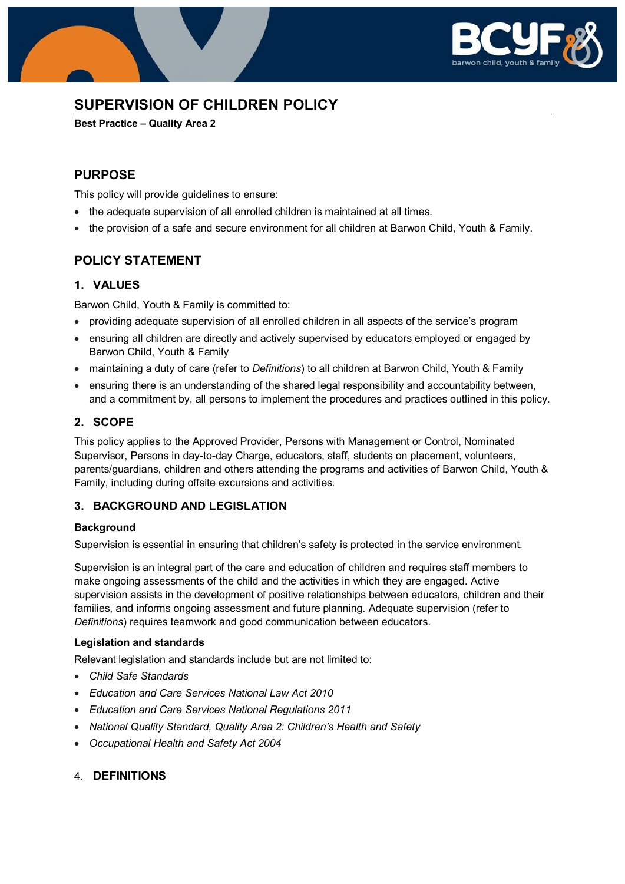# SUPERVISION OF CHILDREN POLICY

**Best Practice – Quality Area 2**

## PURPOSE

This policy will provide guidelines to ensure:

- the adequate supervision of all enrolled children is maintained at all times.
- the provision of a safe and secure environment for all children at Barwon Child, Youth & Family.

## POLICY STATEMENT

### 1. VALUES

Barwon Child, Youth & Family is committed to:

- providing adequate supervision of all enrolled children in all aspects of the service's program
- ensuring all children are directly and actively supervised by educators employed or engaged by Barwon Child, Youth & Family
- maintaining a duty of care (refer to *Definitions*) to all children at Barwon Child, Youth & Family
- ensuring there is an understanding of the shared legal responsibility and accountability between, and a commitment by, all persons to implement the procedures and practices outlined in this policy.

### 2. SCOPE

This policy applies to the Approved Provider, Persons with Management or Control, Nominated Supervisor, Persons in day-to-day Charge, educators, staff, students on placement, volunteers, parents/guardians, children and others attending the programs and activities of Barwon Child, Youth & Family, including during offsite excursions and activities.

### 3. BACKGROUND AND LEGISLATION

**Background**

Supervision is essential in ensuring that children's safety is protected in the service environment.

Supervision is an integral part of the care and education of children and requires staff members to make ongoing assessments of the child and the activities in which they are engaged. Active supervision assists in the development of positive relationships between educators, children and their families, and informs ongoing assessment and future planning. Adequate supervision (refer to *Definitions*) requires teamwork and good communication between educators.

**Legislation and standards**

Relevant legislation and standards include but are not limited to:

- *Child Safe Standards*
- *Education and Care Services National Law Act 2010*
- *Education and Care Services National Regulations 2011*
- *National Quality Standard, Quality Area 2: Children's Health and Safety*
- *Occupational Health and Safety Act 2004*

### 4. DEFINITIONS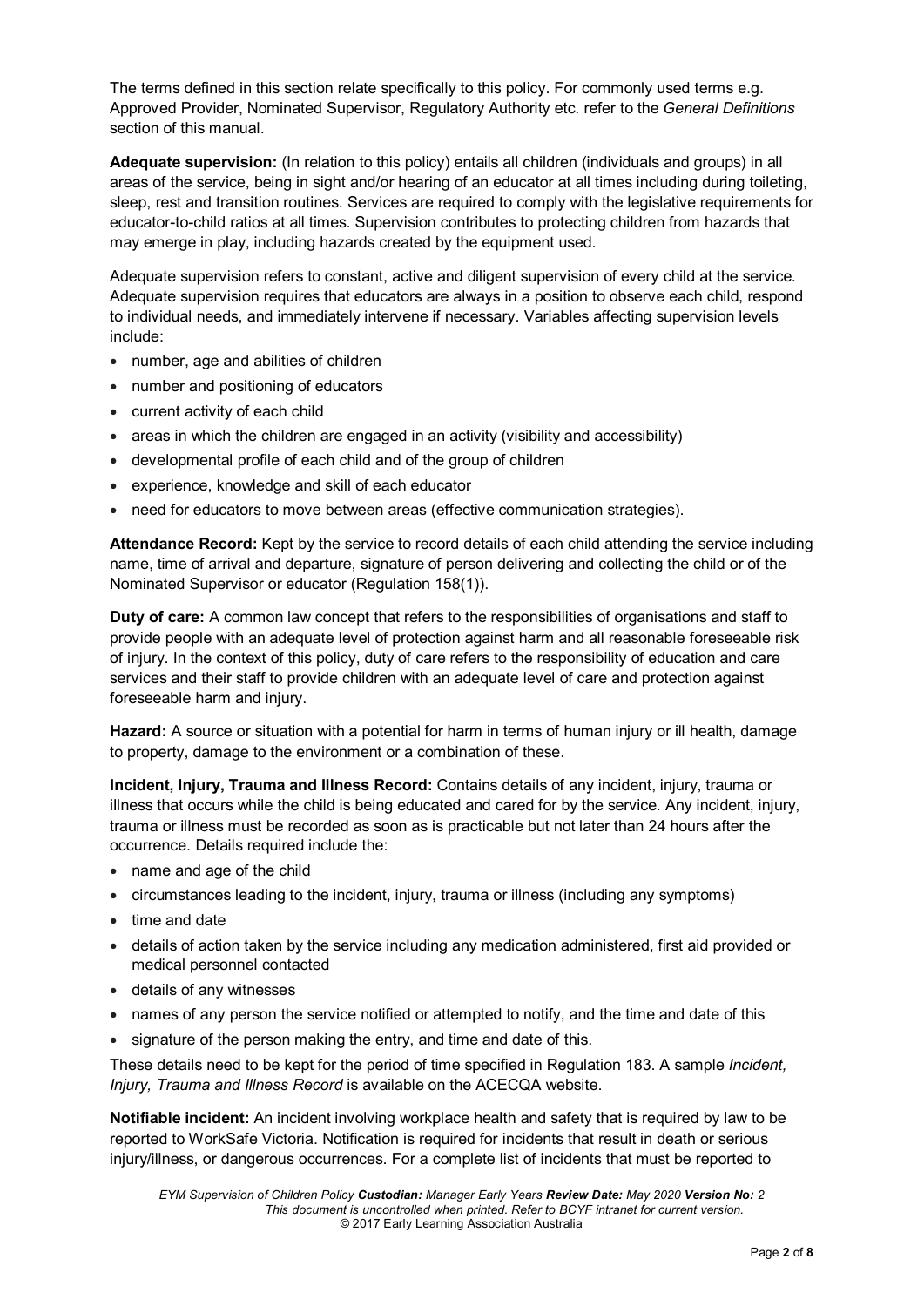The terms defined in this section relate specifically to this policy. For commonly used terms e.g. Approved Provider, Nominated Supervisor, Regulatory Authority etc. refer to the *General Definitions* section of this manual.

**Adequate supervision:** (In relation to this policy) entails all children (individuals and groups) in all areas of the service, being in sight and/or hearing of an educator at all times including during toileting, sleep, rest and transition routines. Services are required to comply with the legislative requirements for educator-to-child ratios at all times. Supervision contributes to protecting children from hazards that may emerge in play, including hazards created by the equipment used.

Adequate supervision refers to constant, active and diligent supervision of every child at the service. Adequate supervision requires that educators are always in a position to observe each child, respond to individual needs, and immediately intervene if necessary. Variables affecting supervision levels include:

- number, age and abilities of children
- number and positioning of educators
- current activity of each child
- areas in which the children are engaged in an activity (visibility and accessibility)
- developmental profile of each child and of the group of children
- experience, knowledge and skill of each educator
- need for educators to move between areas (effective communication strategies).

**Attendance Record:** Kept by the service to record details of each child attending the service including name, time of arrival and departure, signature of person delivering and collecting the child or of the Nominated Supervisor or educator (Regulation 158(1)).

**Duty of care:** A common law concept that refers to the responsibilities of organisations and staff to provide people with an adequate level of protection against harm and all reasonable foreseeable risk of injury. In the context of this policy, duty of care refers to the responsibility of education and care services and their staff to provide children with an adequate level of care and protection against foreseeable harm and injury.

**Hazard:** A source or situation with a potential for harm in terms of human injury or ill health, damage to property, damage to the environment or a combination of these.

**Incident, Injury, Trauma and Illness Record:** Contains details of any incident, injury, trauma or illness that occurs while the child is being educated and cared for by the service. Any incident, injury, trauma or illness must be recorded as soon as is practicable but not later than 24 hours after the occurrence. Details required include the:

- name and age of the child
- circumstances leading to the incident, injury, trauma or illness (including any symptoms)
- time and date
- details of action taken by the service including any medication administered, first aid provided or medical personnel contacted
- details of any witnesses
- names of any person the service notified or attempted to notify, and the time and date of this
- signature of the person making the entry, and time and date of this.

These details need to be kept for the period of time specified in Regulation 183. A sample *Incident, Injury, Trauma and Illness Record* is available on the ACECQA website.

**Notifiable incident:** An incident involving workplace health and safety that is required by law to be reported to WorkSafe Victoria. Notification is required for incidents that result in death or serious injury/illness, or dangerous occurrences. For a complete list of incidents that must be reported to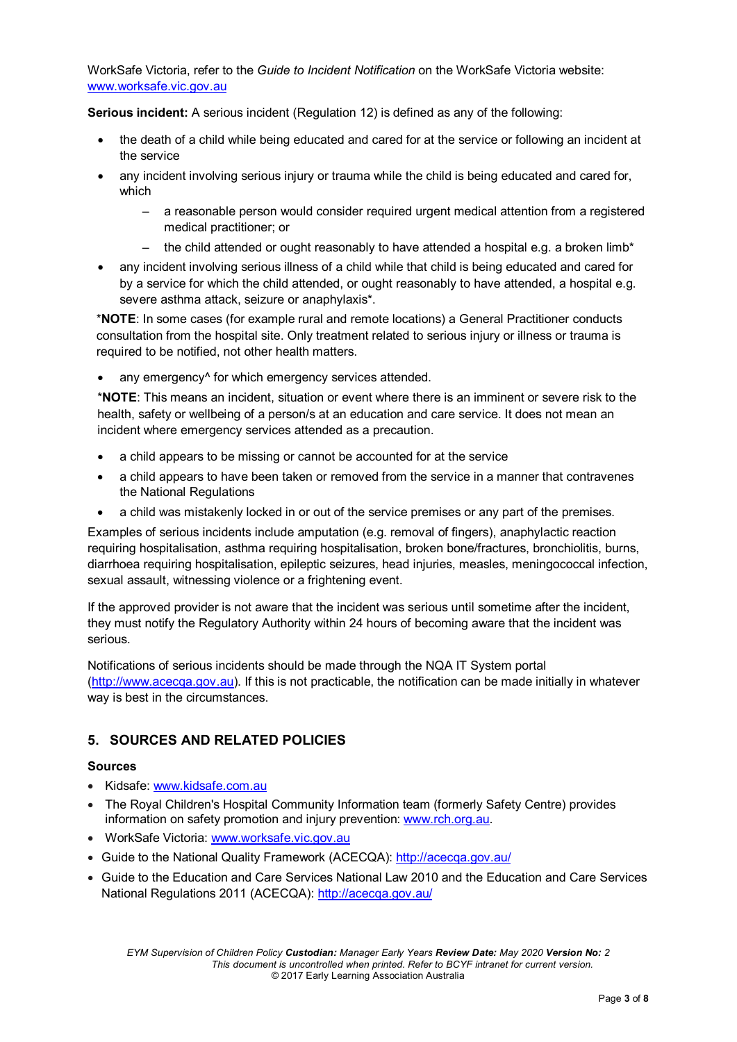WorkSafe Victoria, refer to the *Guide to Incident Notification* on the WorkSafe Victoria website: [www.worksafe.vic.gov.au](http://www.worksafe.vic.gov.au)

**Serious incident:** A serious incident (Regulation 12) is defined as any of the following:

- the death of a child while being educated and cared for at the service or following an incident at the service
- any incident involving serious injury or trauma while the child is being educated and cared for, which
  - a reasonable person would consider required urgent medical attention from a registered medical practitioner; or
  - the child attended or ought reasonably to have attended a hospital e.g. a broken limb*
- any incident involving serious illness of a child while that child is being educated and cared for by a service for which the child attended, or ought reasonably to have attended, a hospital e.g. severe asthma attack, seizure or anaphylaxis*.

*__NOTE__: In some cases (for example rural and remote locations) a General Practitioner conducts consultation from the hospital site. Only treatment related to serious injury or illness or trauma is required to be notified, not other health matters.

- any emergency^ for which emergency services attended.

*__NOTE__: This means an incident, situation or event where there is an imminent or severe risk to the health, safety or wellbeing of a person/s at an education and care service. It does not mean an incident where emergency services attended as a precaution.

- a child appears to be missing or cannot be accounted for at the service
- a child appears to have been taken or removed from the service in a manner that contravenes the National Regulations
- a child was mistakenly locked in or out of the service premises or any part of the premises.

Examples of serious incidents include amputation (e.g. removal of fingers), anaphylactic reaction requiring hospitalisation, asthma requiring hospitalisation, broken bone/fractures, bronchiolitis, burns, diarrhoea requiring hospitalisation, epileptic seizures, head injuries, measles, meningococcal infection, sexual assault, witnessing violence or a frightening event.

If the approved provider is not aware that the incident was serious until sometime after the incident, they must notify the Regulatory Authority within 24 hours of becoming aware that the incident was serious.

Notifications of serious incidents should be made through the NQA IT System portal ([http://www.acecqa.gov.au](http://www.acecqa.gov.au)). If this is not practicable, the notification can be made initially in whatever way is best in the circumstances.

## 5. SOURCES AND RELATED POLICIES

### Sources

- Kidsafe: [www.kidsafe.com.au](http://www.kidsafe.com.au)
- The Royal Children's Hospital Community Information team (formerly Safety Centre) provides information on safety promotion and injury prevention: [www.rch.org.au](http://www.rch.org.au).
- WorkSafe Victoria: [www.worksafe.vic.gov.au](http://www.worksafe.vic.gov.au)
- Guide to the National Quality Framework (ACECQA): [http://acecqa.gov.au/](http://acecqa.gov.au/)
- Guide to the Education and Care Services National Law 2010 and the Education and Care Services National Regulations 2011 (ACECQA): [http://acecqa.gov.au/](http://acecqa.gov.au/)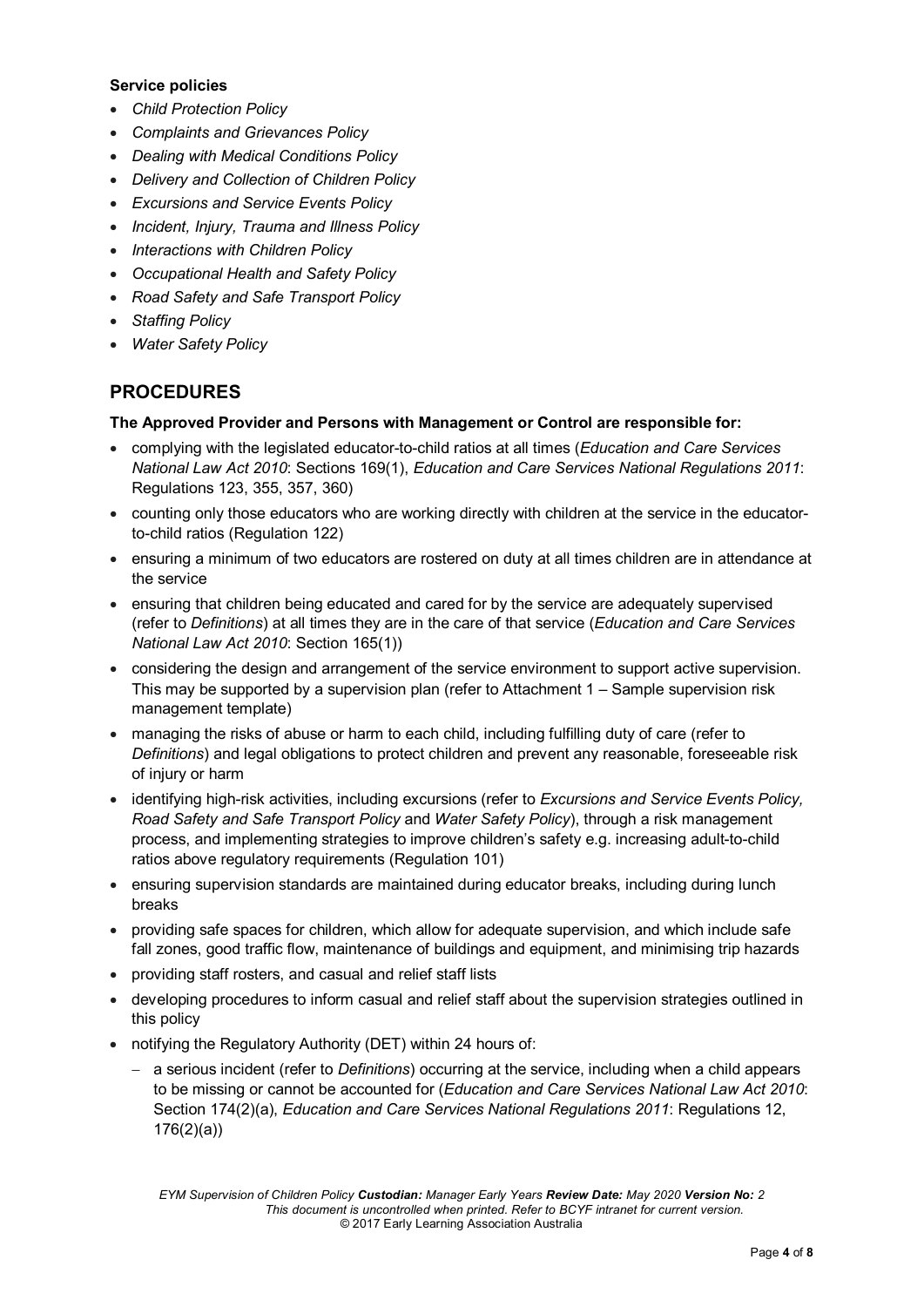**Service policies**

- *Child Protection Policy*
- *Complaints and Grievances Policy*
- *Dealing with Medical Conditions Policy*
- *Delivery and Collection of Children Policy*
- *Excursions and Service Events Policy*
- *Incident, Injury, Trauma and Illness Policy*
- *Interactions with Children Policy*
- *Occupational Health and Safety Policy*
- *Road Safety and Safe Transport Policy*
- *Staffing Policy*
- *Water Safety Policy*

## PROCEDURES

**The Approved Provider and Persons with Management or Control are responsible for:**

- complying with the legislated educator-to-child ratios at all times (*Education and Care Services National Law Act 2010*: Sections 169(1), *Education and Care Services National Regulations 2011*: Regulations 123, 355, 357, 360)
- counting only those educators who are working directly with children at the service in the educator-to-child ratios (Regulation 122)
- ensuring a minimum of two educators are rostered on duty at all times children are in attendance at the service
- ensuring that children being educated and cared for by the service are adequately supervised (refer to *Definitions*) at all times they are in the care of that service (*Education and Care Services National Law Act 2010*: Section 165(1))
- considering the design and arrangement of the service environment to support active supervision. This may be supported by a supervision plan (refer to Attachment 1 – Sample supervision risk management template)
- managing the risks of abuse or harm to each child, including fulfilling duty of care (refer to *Definitions*) and legal obligations to protect children and prevent any reasonable, foreseeable risk of injury or harm
- identifying high-risk activities, including excursions (refer to *Excursions and Service Events Policy, Road Safety and Safe Transport Policy* and *Water Safety Policy*), through a risk management process, and implementing strategies to improve children's safety e.g. increasing adult-to-child ratios above regulatory requirements (Regulation 101)
- ensuring supervision standards are maintained during educator breaks, including during lunch breaks
- providing safe spaces for children, which allow for adequate supervision, and which include safe fall zones, good traffic flow, maintenance of buildings and equipment, and minimising trip hazards
- providing staff rosters, and casual and relief staff lists
- developing procedures to inform casual and relief staff about the supervision strategies outlined in this policy
- notifying the Regulatory Authority (DET) within 24 hours of:
  - a serious incident (refer to *Definitions*) occurring at the service, including when a child appears to be missing or cannot be accounted for (*Education and Care Services National Law Act 2010*: Section 174(2)(a), *Education and Care Services National Regulations 2011*: Regulations 12, 176(2)(a))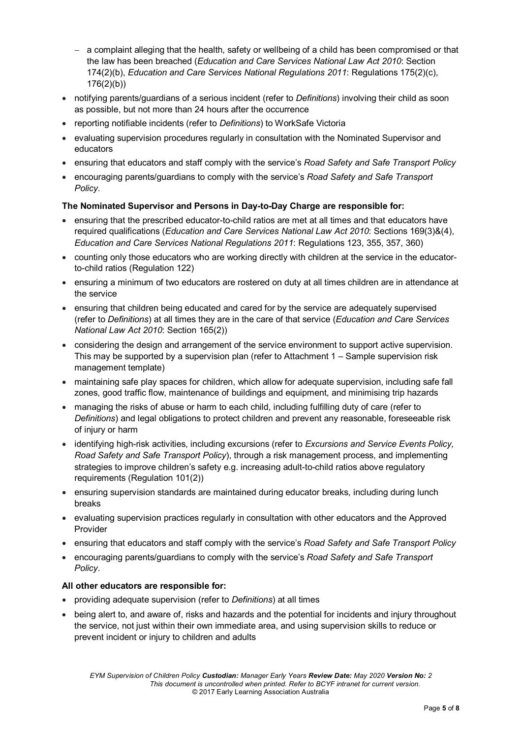- a complaint alleging that the health, safety or wellbeing of a child has been compromised or that the law has been breached (*Education and Care Services National Law Act 2010*: Section 174(2)(b), *Education and Care Services National Regulations 2011*: Regulations 175(2)(c), 176(2)(b))
- notifying parents/guardians of a serious incident (refer to *Definitions*) involving their child as soon as possible, but not more than 24 hours after the occurrence
- reporting notifiable incidents (refer to *Definitions*) to WorkSafe Victoria
- evaluating supervision procedures regularly in consultation with the Nominated Supervisor and educators
- ensuring that educators and staff comply with the service's *Road Safety and Safe Transport Policy*
- encouraging parents/guardians to comply with the service's *Road Safety and Safe Transport Policy*.

**The Nominated Supervisor and Persons in Day-to-Day Charge are responsible for:**

- ensuring that the prescribed educator-to-child ratios are met at all times and that educators have required qualifications (*Education and Care Services National Law Act 2010*: Sections 169(3)&(4), *Education and Care Services National Regulations 2011*: Regulations 123, 355, 357, 360)
- counting only those educators who are working directly with children at the service in the educator-to-child ratios (Regulation 122)
- ensuring a minimum of two educators are rostered on duty at all times children are in attendance at the service
- ensuring that children being educated and cared for by the service are adequately supervised (refer to *Definitions*) at all times they are in the care of that service (*Education and Care Services National Law Act 2010*: Section 165(2))
- considering the design and arrangement of the service environment to support active supervision. This may be supported by a supervision plan (refer to Attachment 1 – Sample supervision risk management template)
- maintaining safe play spaces for children, which allow for adequate supervision, including safe fall zones, good traffic flow, maintenance of buildings and equipment, and minimising trip hazards
- managing the risks of abuse or harm to each child, including fulfilling duty of care (refer to *Definitions*) and legal obligations to protect children and prevent any reasonable, foreseeable risk of injury or harm
- identifying high-risk activities, including excursions (refer to *Excursions and Service Events Policy, Road Safety and Safe Transport Policy*), through a risk management process, and implementing strategies to improve children's safety e.g. increasing adult-to-child ratios above regulatory requirements (Regulation 101(2))
- ensuring supervision standards are maintained during educator breaks, including during lunch breaks
- evaluating supervision practices regularly in consultation with other educators and the Approved Provider
- ensuring that educators and staff comply with the service's *Road Safety and Safe Transport Policy*
- encouraging parents/guardians to comply with the service's *Road Safety and Safe Transport Policy*.

**All other educators are responsible for:**

- providing adequate supervision (refer to *Definitions*) at all times
- being alert to, and aware of, risks and hazards and the potential for incidents and injury throughout the service, not just within their own immediate area, and using supervision skills to reduce or prevent incident or injury to children and adults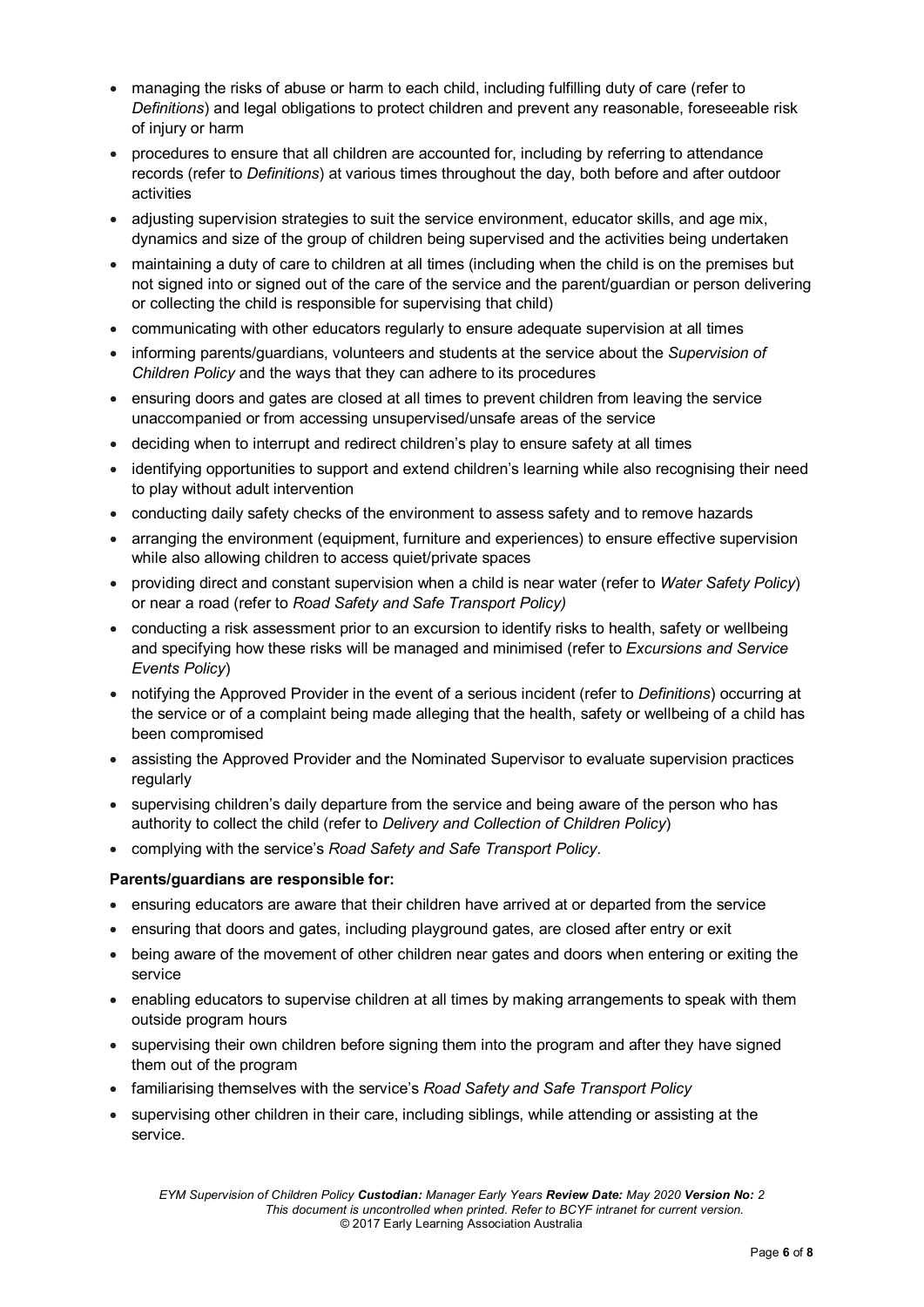- managing the risks of abuse or harm to each child, including fulfilling duty of care (refer to *Definitions*) and legal obligations to protect children and prevent any reasonable, foreseeable risk of injury or harm
- procedures to ensure that all children are accounted for, including by referring to attendance records (refer to *Definitions*) at various times throughout the day, both before and after outdoor activities
- adjusting supervision strategies to suit the service environment, educator skills, and age mix, dynamics and size of the group of children being supervised and the activities being undertaken
- maintaining a duty of care to children at all times (including when the child is on the premises but not signed into or signed out of the care of the service and the parent/guardian or person delivering or collecting the child is responsible for supervising that child)
- communicating with other educators regularly to ensure adequate supervision at all times
- informing parents/guardians, volunteers and students at the service about the *Supervision of Children Policy* and the ways that they can adhere to its procedures
- ensuring doors and gates are closed at all times to prevent children from leaving the service unaccompanied or from accessing unsupervised/unsafe areas of the service
- deciding when to interrupt and redirect children's play to ensure safety at all times
- identifying opportunities to support and extend children's learning while also recognising their need to play without adult intervention
- conducting daily safety checks of the environment to assess safety and to remove hazards
- arranging the environment (equipment, furniture and experiences) to ensure effective supervision while also allowing children to access quiet/private spaces
- providing direct and constant supervision when a child is near water (refer to *Water Safety Policy*) or near a road (refer to *Road Safety and Safe Transport Policy)*
- conducting a risk assessment prior to an excursion to identify risks to health, safety or wellbeing and specifying how these risks will be managed and minimised (refer to *Excursions and Service Events Policy*)
- notifying the Approved Provider in the event of a serious incident (refer to *Definitions*) occurring at the service or of a complaint being made alleging that the health, safety or wellbeing of a child has been compromised
- assisting the Approved Provider and the Nominated Supervisor to evaluate supervision practices regularly
- supervising children's daily departure from the service and being aware of the person who has authority to collect the child (refer to *Delivery and Collection of Children Policy*)
- complying with the service's *Road Safety and Safe Transport Policy*.

**Parents/guardians are responsible for:**

- ensuring educators are aware that their children have arrived at or departed from the service
- ensuring that doors and gates, including playground gates, are closed after entry or exit
- being aware of the movement of other children near gates and doors when entering or exiting the service
- enabling educators to supervise children at all times by making arrangements to speak with them outside program hours
- supervising their own children before signing them into the program and after they have signed them out of the program
- familiarising themselves with the service's *Road Safety and Safe Transport Policy*
- supervising other children in their care, including siblings, while attending or assisting at the service.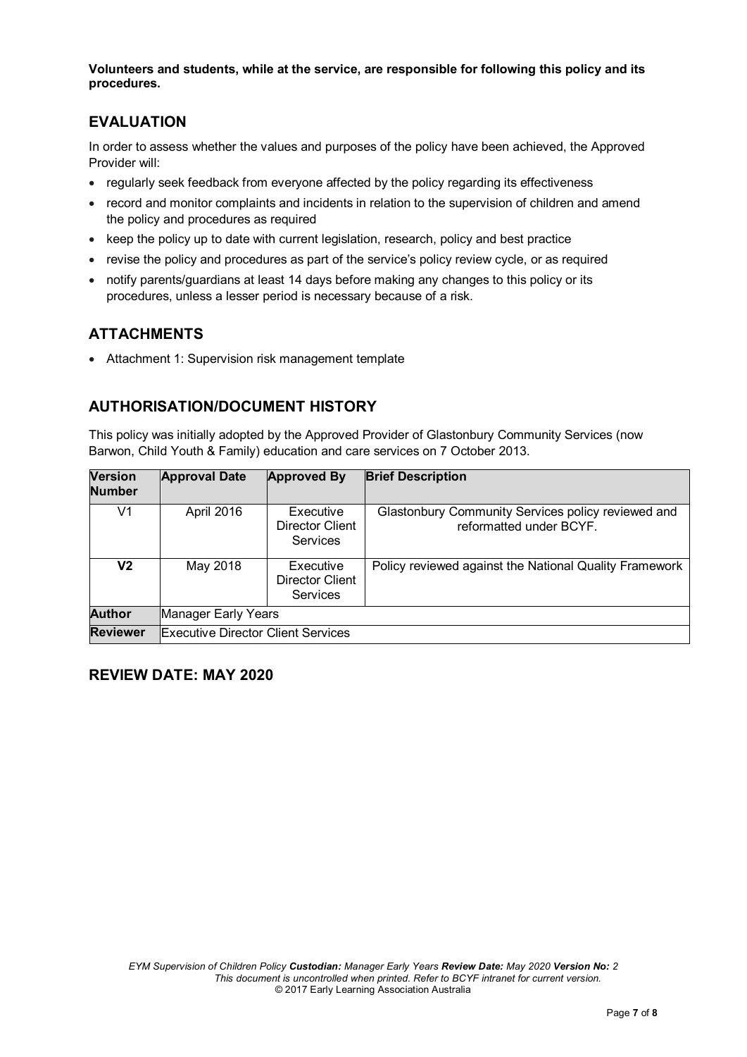**Volunteers and students, while at the service, are responsible for following this policy and its procedures.**

## EVALUATION

In order to assess whether the values and purposes of the policy have been achieved, the Approved Provider will:

- regularly seek feedback from everyone affected by the policy regarding its effectiveness
- record and monitor complaints and incidents in relation to the supervision of children and amend the policy and procedures as required
- keep the policy up to date with current legislation, research, policy and best practice
- revise the policy and procedures as part of the service's policy review cycle, or as required
- notify parents/guardians at least 14 days before making any changes to this policy or its procedures, unless a lesser period is necessary because of a risk.

## ATTACHMENTS

- Attachment 1: Supervision risk management template

## AUTHORISATION/DOCUMENT HISTORY

This policy was initially adopted by the Approved Provider of Glastonbury Community Services (now Barwon, Child Youth & Family) education and care services on 7 October 2013.

| Version Number | Approval Date | Approved By | Brief Description |
|---|---|---|---|
| V1 | April 2016 | Executive Director Client Services | Glastonbury Community Services policy reviewed and reformatted under BCYF. |
| **V2** | May 2018 | Executive Director Client Services | Policy reviewed against the National Quality Framework |
| **Author** | Manager Early Years | | |
| **Reviewer** | Executive Director Client Services | | |

## REVIEW DATE: MAY 2020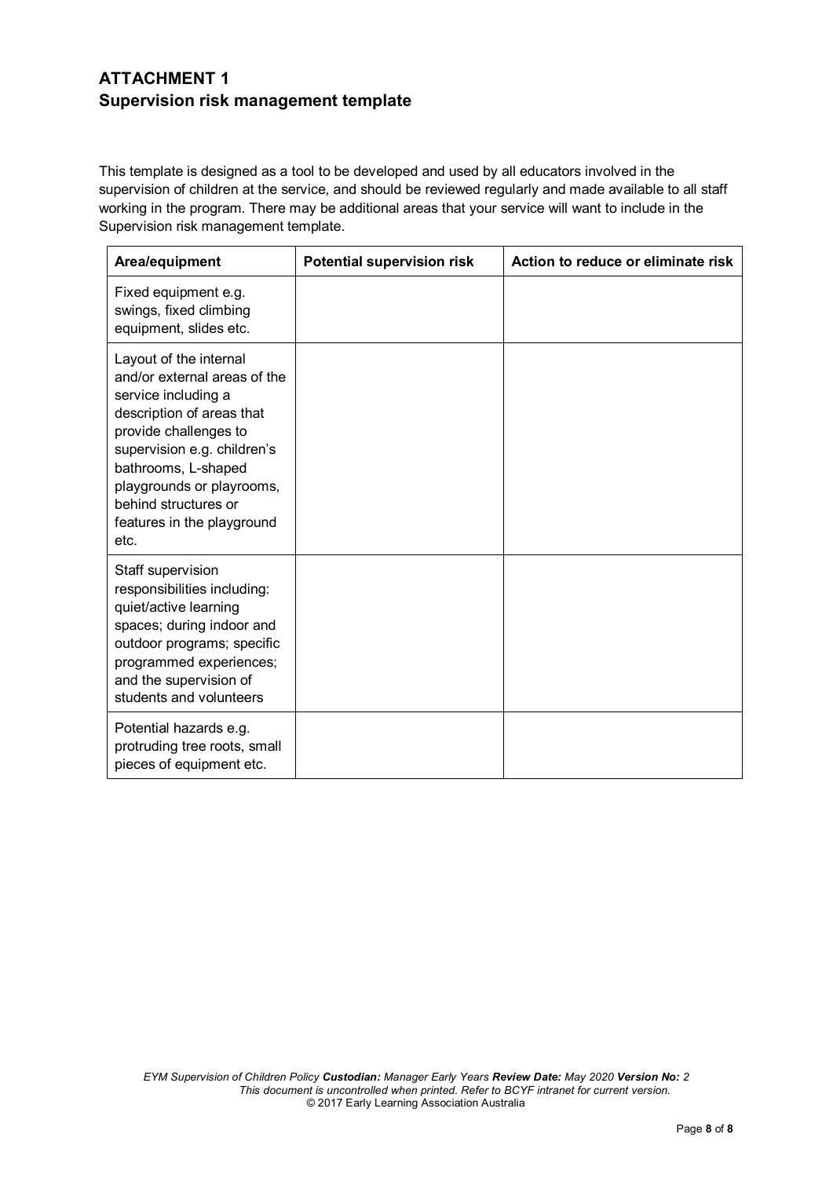## ATTACHMENT 1
## Supervision risk management template

This template is designed as a tool to be developed and used by all educators involved in the supervision of children at the service, and should be reviewed regularly and made available to all staff working in the program. There may be additional areas that your service will want to include in the Supervision risk management template.

| Area/equipment | Potential supervision risk | Action to reduce or eliminate risk |
| --- | --- | --- |
| Fixed equipment e.g. swings, fixed climbing equipment, slides etc. | | |
| Layout of the internal and/or external areas of the service including a description of areas that provide challenges to supervision e.g. children's bathrooms, L-shaped playgrounds or playrooms, behind structures or features in the playground etc. | | |
| Staff supervision responsibilities including: quiet/active learning spaces; during indoor and outdoor programs; specific programmed experiences; and the supervision of students and volunteers | | |
| Potential hazards e.g. protruding tree roots, small pieces of equipment etc. | | |